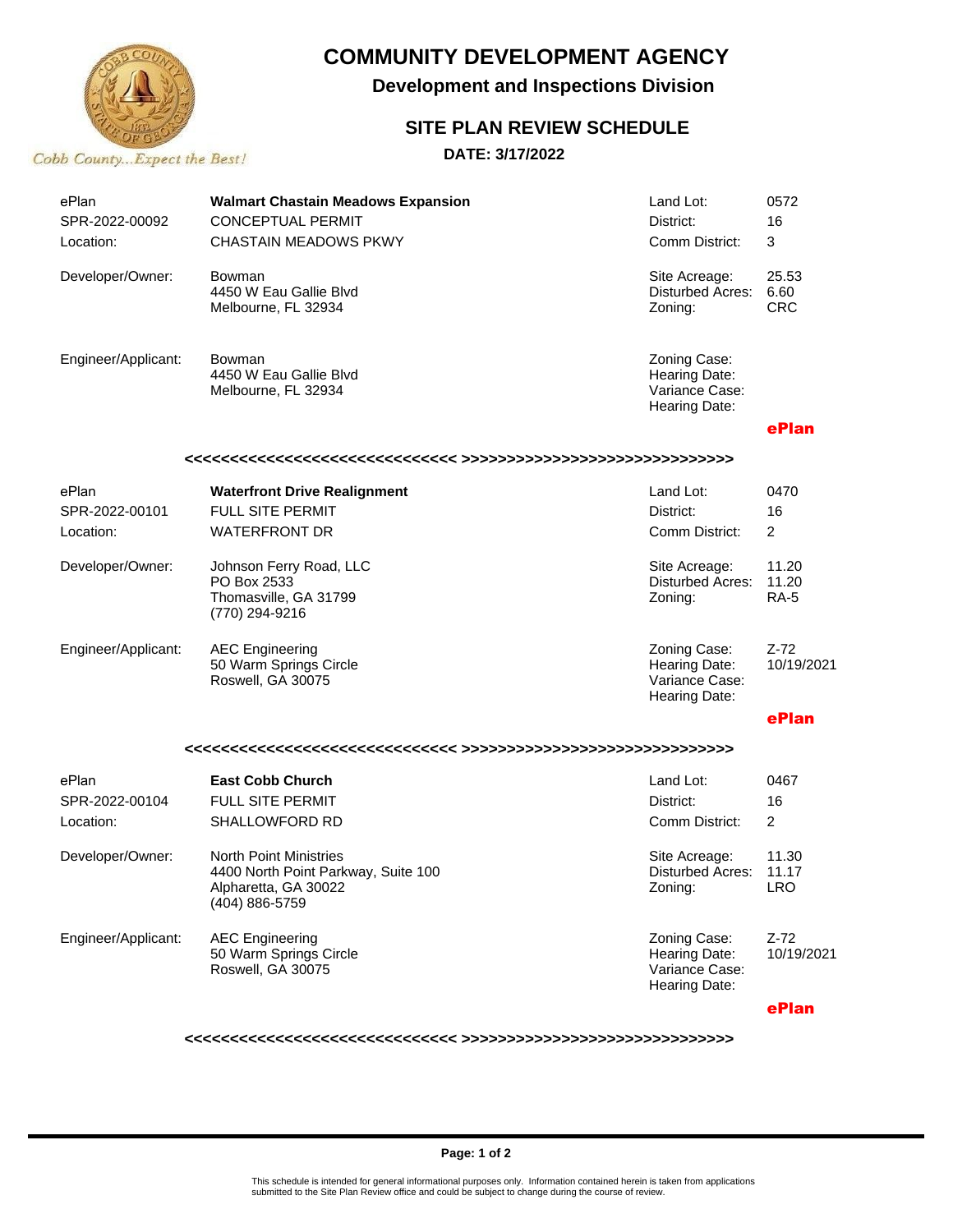# COMMUNITY DEVELOPMENT AGENCY

## Development and Inspections Division

### SITE PLAN REVIEW SCHEDULE

**DATE: 3/17/2022**

Cobb County...Expect the Best!

| | | | |
|---|---|---|---|
| ePlan | **Walmart Chastain Meadows Expansion** | Land Lot: | 0572 |
| SPR-2022-00092 | CONCEPTUAL PERMIT | District: | 16 |
| Location: | CHASTAIN MEADOWS PKWY | Comm District: | 3 |
| Developer/Owner: | Bowman<br>4450 W Eau Gallie Blvd<br>Melbourne, FL 32934 | Site Acreage:<br>Disturbed Acres:<br>Zoning: | 25.53<br>6.60<br>CRC |
| Engineer/Applicant: | Bowman<br>4450 W Eau Gallie Blvd<br>Melbourne, FL 32934 | Zoning Case:<br>Hearing Date:<br>Variance Case:<br>Hearing Date: | |
| | | | **ePlan** |

<<<<<<<<<<<<<<<<<<<<<<<<<<<<<< >>>>>>>>>>>>>>>>>>>>>>>>>>>>>>

| | | | |
|---|---|---|---|
| ePlan | **Waterfront Drive Realignment** | Land Lot: | 0470 |
| SPR-2022-00101 | FULL SITE PERMIT | District: | 16 |
| Location: | WATERFRONT DR | Comm District: | 2 |
| Developer/Owner: | Johnson Ferry Road, LLC<br>PO Box 2533<br>Thomasville, GA 31799<br>(770) 294-9216 | Site Acreage:<br>Disturbed Acres:<br>Zoning: | 11.20<br>11.20<br>RA-5 |
| Engineer/Applicant: | AEC Engineering<br>50 Warm Springs Circle<br>Roswell, GA 30075 | Zoning Case:<br>Hearing Date:<br>Variance Case:<br>Hearing Date: | Z-72<br>10/19/2021 |
| | | | **ePlan** |

<<<<<<<<<<<<<<<<<<<<<<<<<<<<<< >>>>>>>>>>>>>>>>>>>>>>>>>>>>>>

| | | | |
|---|---|---|---|
| ePlan | **East Cobb Church** | Land Lot: | 0467 |
| SPR-2022-00104 | FULL SITE PERMIT | District: | 16 |
| Location: | SHALLOWFORD RD | Comm District: | 2 |
| Developer/Owner: | North Point Ministries<br>4400 North Point Parkway, Suite 100<br>Alpharetta, GA 30022<br>(404) 886-5759 | Site Acreage:<br>Disturbed Acres:<br>Zoning: | 11.30<br>11.17<br>LRO |
| Engineer/Applicant: | AEC Engineering<br>50 Warm Springs Circle<br>Roswell, GA 30075 | Zoning Case:<br>Hearing Date:<br>Variance Case:<br>Hearing Date: | Z-72<br>10/19/2021 |
| | | | **ePlan** |

<<<<<<<<<<<<<<<<<<<<<<<<<<<<<< >>>>>>>>>>>>>>>>>>>>>>>>>>>>>>

This schedule is intended for general informational purposes only. Information contained herein is taken from applications submitted to the Site Plan Review office and could be subject to change during the course of review.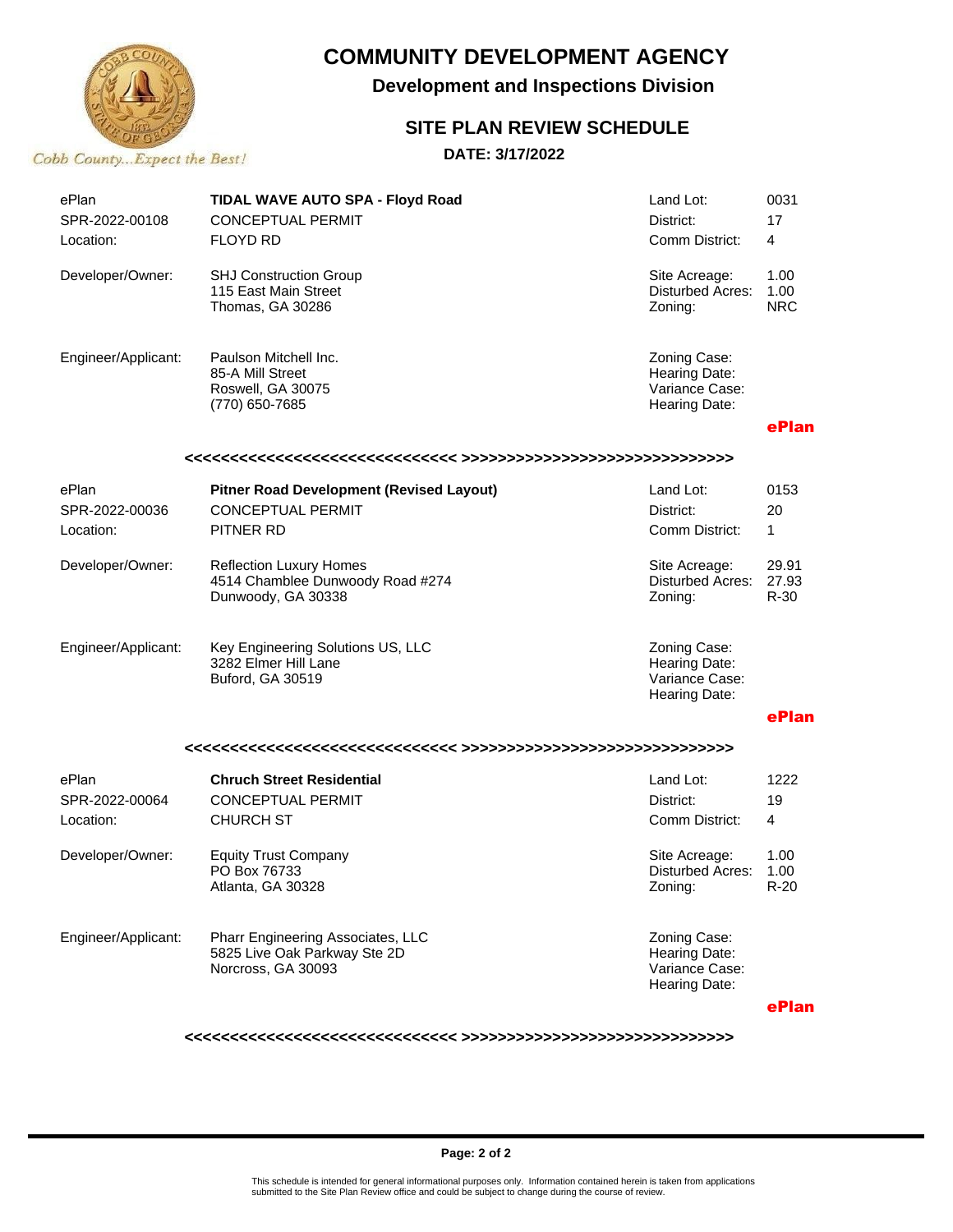# COMMUNITY DEVELOPMENT AGENCY

## Development and Inspections Division

### SITE PLAN REVIEW SCHEDULE

**DATE: 3/17/2022**

Cobb County...Expect the Best!

| | | | |
|---|---|---|---|
| ePlan | **TIDAL WAVE AUTO SPA - Floyd Road** | Land Lot: | 0031 |
| SPR-2022-00108 | CONCEPTUAL PERMIT | District: | 17 |
| Location: | FLOYD RD | Comm District: | 4 |
| Developer/Owner: | SHJ Construction Group<br>115 East Main Street<br>Thomas, GA 30286 | Site Acreage:<br>Disturbed Acres:<br>Zoning: | 1.00<br>1.00<br>NRC |
| Engineer/Applicant: | Paulson Mitchell Inc.<br>85-A Mill Street<br>Roswell, GA 30075<br>(770) 650-7685 | Zoning Case:<br>Hearing Date:<br>Variance Case:<br>Hearing Date: | |
| | | | **ePlan** |

<<<<<<<<<<<<<<<<<<<<<<<<<<<<<< >>>>>>>>>>>>>>>>>>>>>>>>>>>>>>

| | | | |
|---|---|---|---|
| ePlan | **Pitner Road Development (Revised Layout)** | Land Lot: | 0153 |
| SPR-2022-00036 | CONCEPTUAL PERMIT | District: | 20 |
| Location: | PITNER RD | Comm District: | 1 |
| Developer/Owner: | Reflection Luxury Homes<br>4514 Chamblee Dunwoody Road #274<br>Dunwoody, GA 30338 | Site Acreage:<br>Disturbed Acres:<br>Zoning: | 29.91<br>27.93<br>R-30 |
| Engineer/Applicant: | Key Engineering Solutions US, LLC<br>3282 Elmer Hill Lane<br>Buford, GA 30519 | Zoning Case:<br>Hearing Date:<br>Variance Case:<br>Hearing Date: | |
| | | | **ePlan** |

<<<<<<<<<<<<<<<<<<<<<<<<<<<<<< >>>>>>>>>>>>>>>>>>>>>>>>>>>>>>

| | | | |
|---|---|---|---|
| ePlan | **Chruch Street Residential** | Land Lot: | 1222 |
| SPR-2022-00064 | CONCEPTUAL PERMIT | District: | 19 |
| Location: | CHURCH ST | Comm District: | 4 |
| Developer/Owner: | Equity Trust Company<br>PO Box 76733<br>Atlanta, GA 30328 | Site Acreage:<br>Disturbed Acres:<br>Zoning: | 1.00<br>1.00<br>R-20 |
| Engineer/Applicant: | Pharr Engineering Associates, LLC<br>5825 Live Oak Parkway Ste 2D<br>Norcross, GA 30093 | Zoning Case:<br>Hearing Date:<br>Variance Case:<br>Hearing Date: | |
| | | | **ePlan** |

<<<<<<<<<<<<<<<<<<<<<<<<<<<<<< >>>>>>>>>>>>>>>>>>>>>>>>>>>>>>

This schedule is intended for general informational purposes only. Information contained herein is taken from applications submitted to the Site Plan Review office and could be subject to change during the course of review.